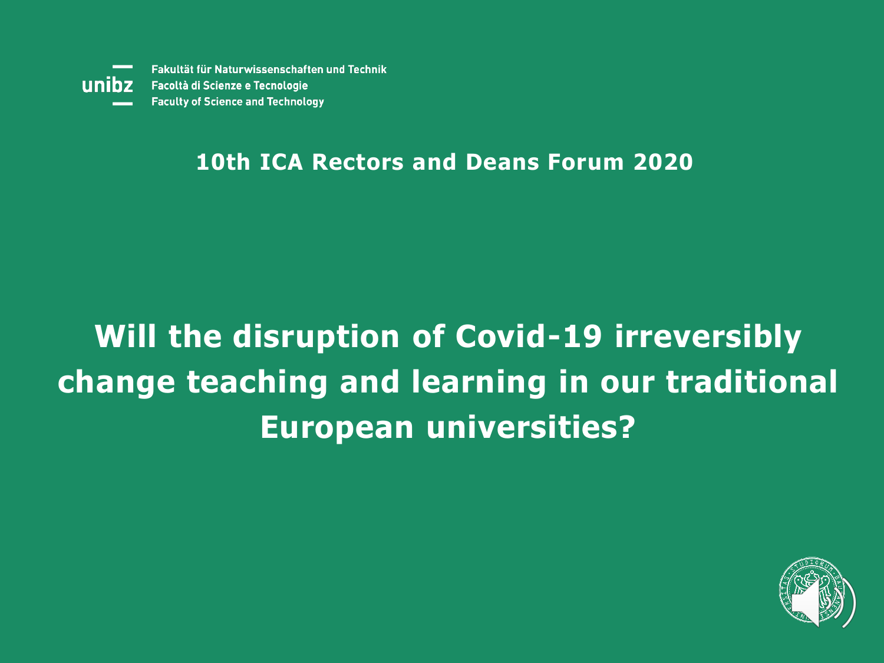unibz

Fakultät für Naturwissenschaften und Technik
Facoltà di Scienze e Tecnologie
Faculty of Science and Technology

## 10th ICA Rectors and Deans Forum 2020

# Will the disruption of Covid-19 irreversibly change teaching and learning in our traditional European universities?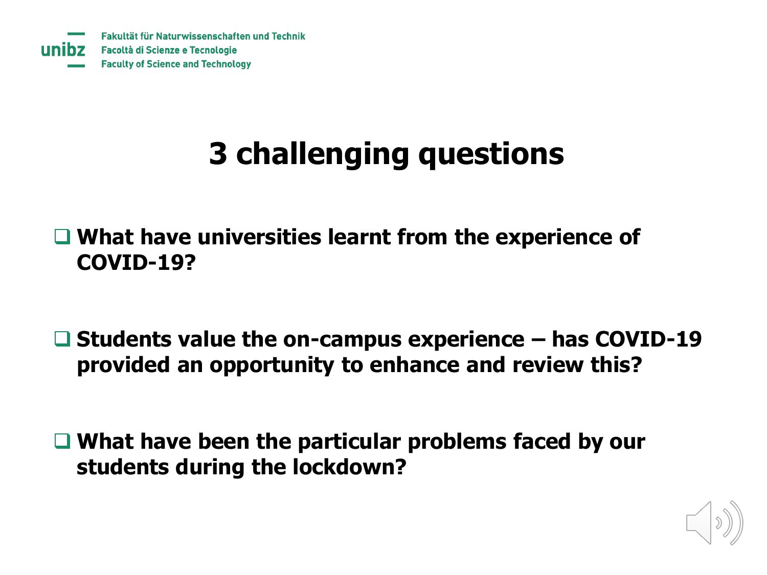# 3 challenging questions

- **What have universities learnt from the experience of COVID-19?**

- **Students value the on-campus experience – has COVID-19 provided an opportunity to enhance and review this?**

- **What have been the particular problems faced by our students during the lockdown?**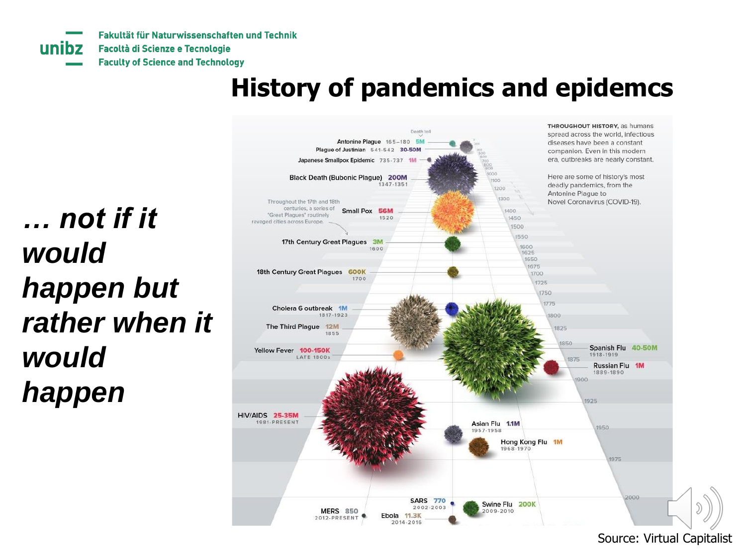# History of pandemics and epidemcs

***… not if it would happen but rather when it would happen***

Death toll

Antonine Plague 165–180 5M

Plague of Justinian 541-542 30-50M

Japanese Smallpox Epidemic 735-737 1M

Black Death (Bubonic Plague) 200M 1347-1351

Throughout the 17th and 18th centuries, a series of "Great Plagues" routinely ravaged cities across Europe.

Small Pox 56M 1520

17th Century Great Plagues 3M 1600

18th Century Great Plagues 600K 1700

Cholera 6 outbreak 1M 1817-1923

The Third Plague 12M 1855

Yellow Fever 100-150K LATE 1800s

Spanish Flu 40-50M 1918-1919

Russian Flu 1M 1889-1890

HIV/AIDS 25-35M 1981-PRESENT

Asian Flu 1.1M 1957-1958

Hong Kong Flu 1M 1968-1970

SARS 770 2002-2003

Swine Flu 200K 2009-2010

MERS 850 2012-PRESENT

Ebola 11.3K 2014-2016

**THROUGHOUT HISTORY,** as humans spread across the world, infectious diseases have been a constant companion. Even in this modern era, outbreaks are nearly constant.

Here are some of history's most deadly pandemics, from the Antonine Plague to Novel Coronavirus (COVID-19).

Source: Virtual Capitalist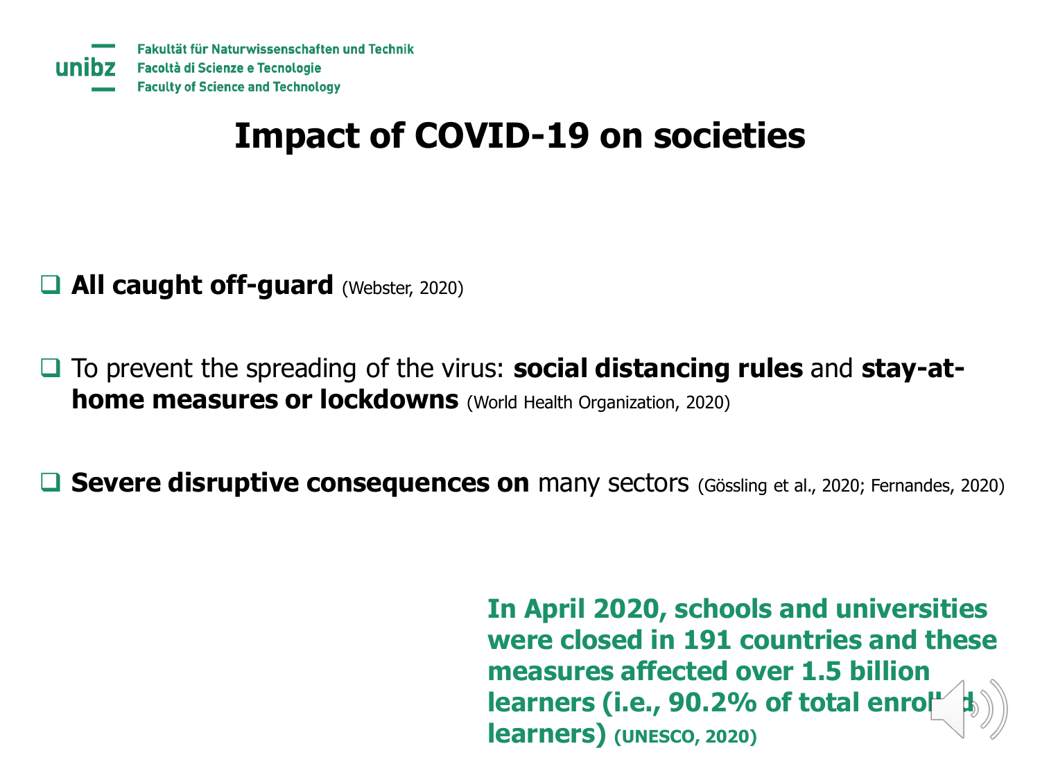# Impact of COVID-19 on societies

- **All caught off-guard** (Webster, 2020)
- To prevent the spreading of the virus: **social distancing rules** and **stay-at-home measures or lockdowns** (World Health Organization, 2020)
- **Severe disruptive consequences on** many sectors (Gössling et al., 2020; Fernandes, 2020)

**In April 2020, schools and universities were closed in 191 countries and these measures affected over 1.5 billion learners (i.e., 90.2% of total enrolled learners) (UNESCO, 2020)**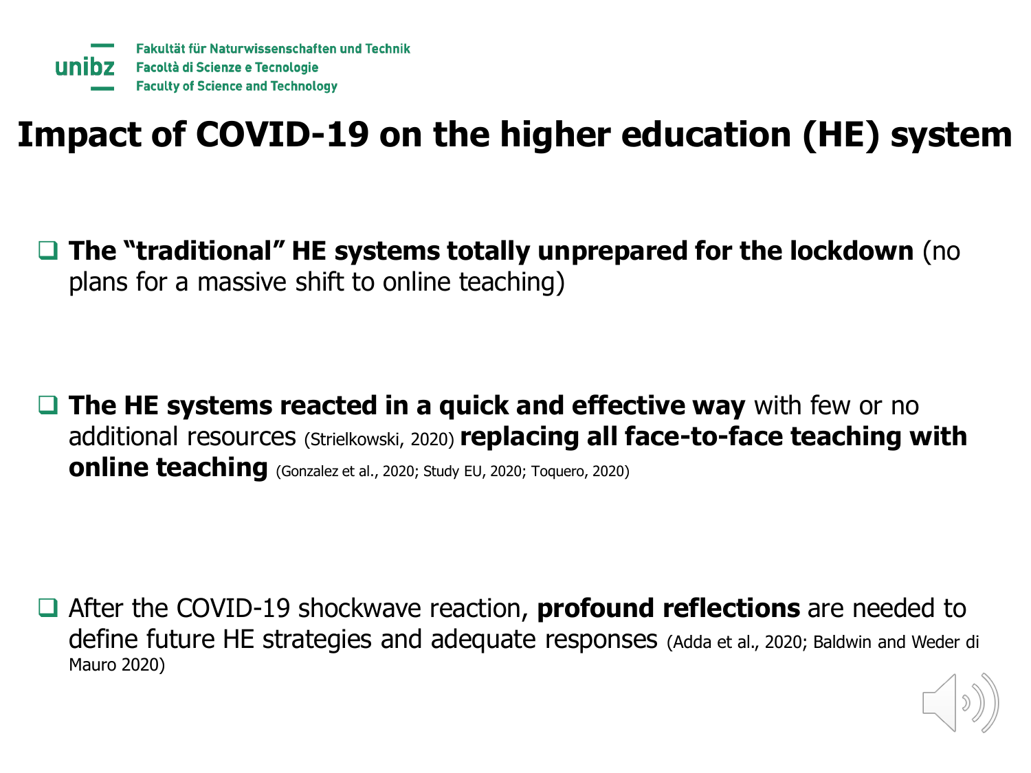# Impact of COVID-19 on the higher education (HE) system

- **The "traditional" HE systems totally unprepared for the lockdown** (no plans for a massive shift to online teaching)

- **The HE systems reacted in a quick and effective way** with few or no additional resources (Strielkowski, 2020) **replacing all face-to-face teaching with online teaching** (Gonzalez et al., 2020; Study EU, 2020; Toquero, 2020)

- After the COVID-19 shockwave reaction, **profound reflections** are needed to define future HE strategies and adequate responses (Adda et al., 2020; Baldwin and Weder di Mauro 2020)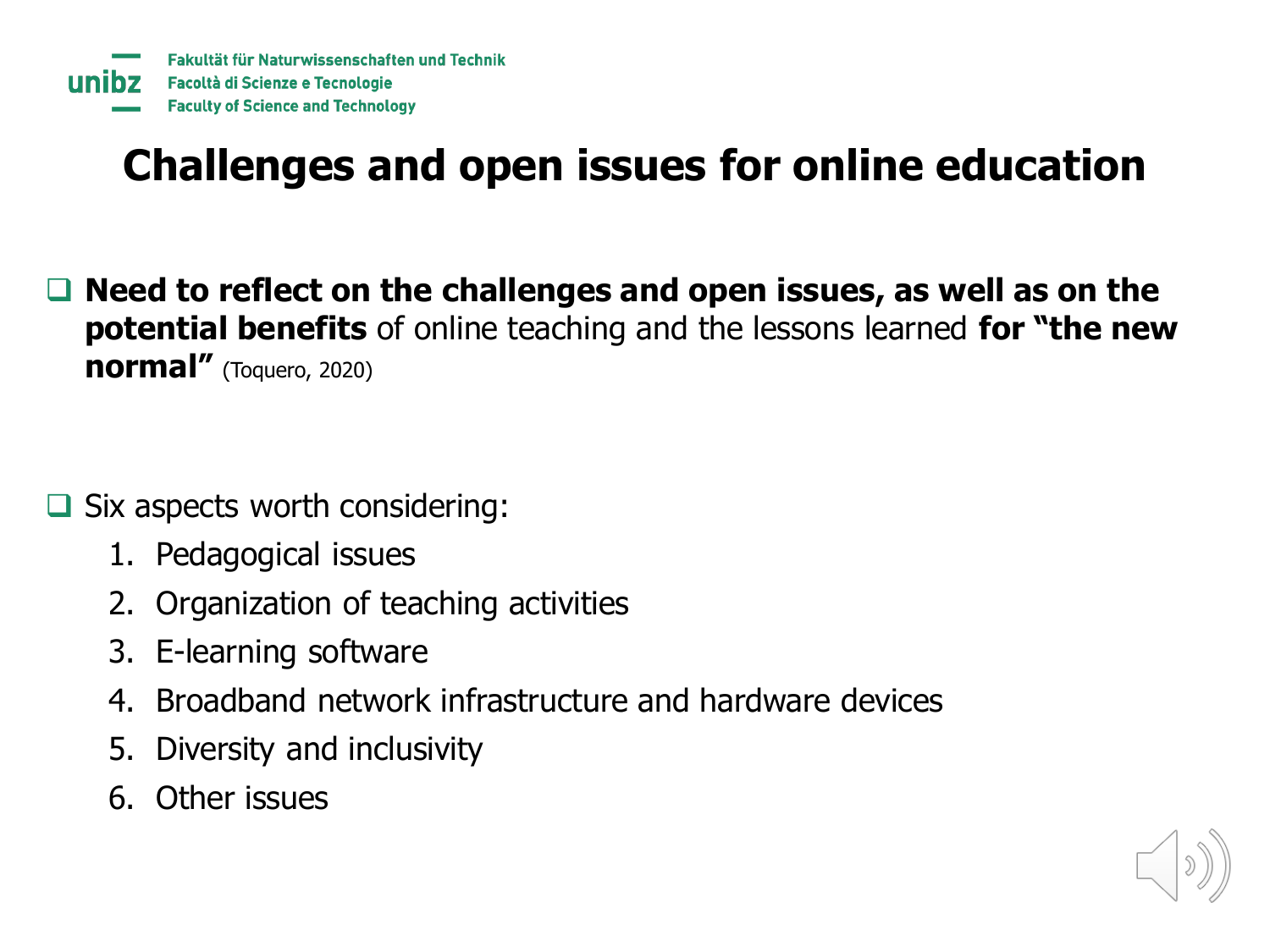# Challenges and open issues for online education

- **Need to reflect on the challenges and open issues, as well as on the potential benefits** of online teaching and the lessons learned **for "the new normal"** (Toquero, 2020)

- Six aspects worth considering:
  1. Pedagogical issues
  2. Organization of teaching activities
  3. E-learning software
  4. Broadband network infrastructure and hardware devices
  5. Diversity and inclusivity
  6. Other issues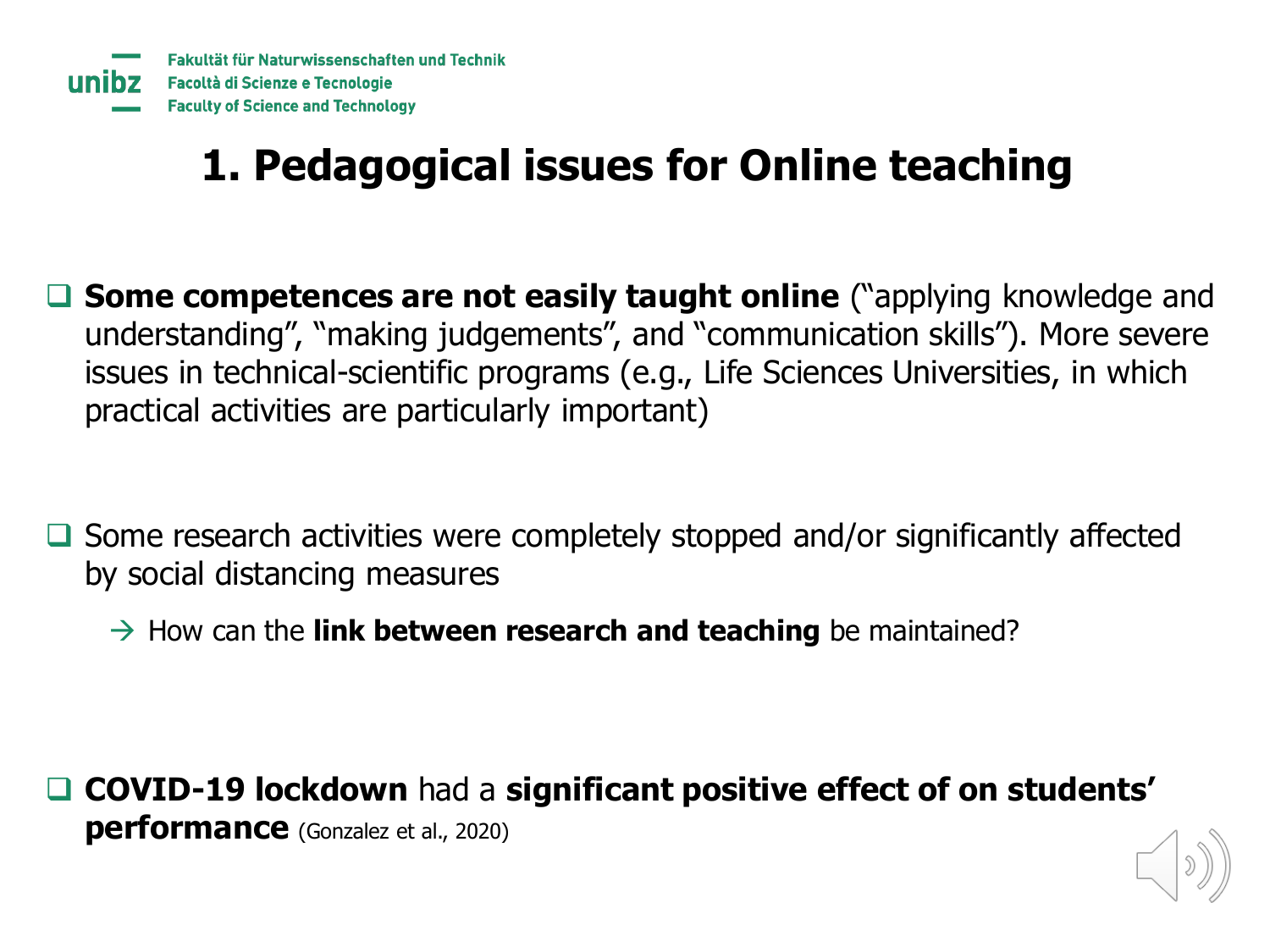# 1. Pedagogical issues for Online teaching

- **Some competences are not easily taught online** ("applying knowledge and understanding", "making judgements", and "communication skills"). More severe issues in technical-scientific programs (e.g., Life Sciences Universities, in which practical activities are particularly important)

- Some research activities were completely stopped and/or significantly affected by social distancing measures

  → How can the **link between research and teaching** be maintained?

- **COVID-19 lockdown** had a **significant positive effect of on students' performance** (Gonzalez et al., 2020)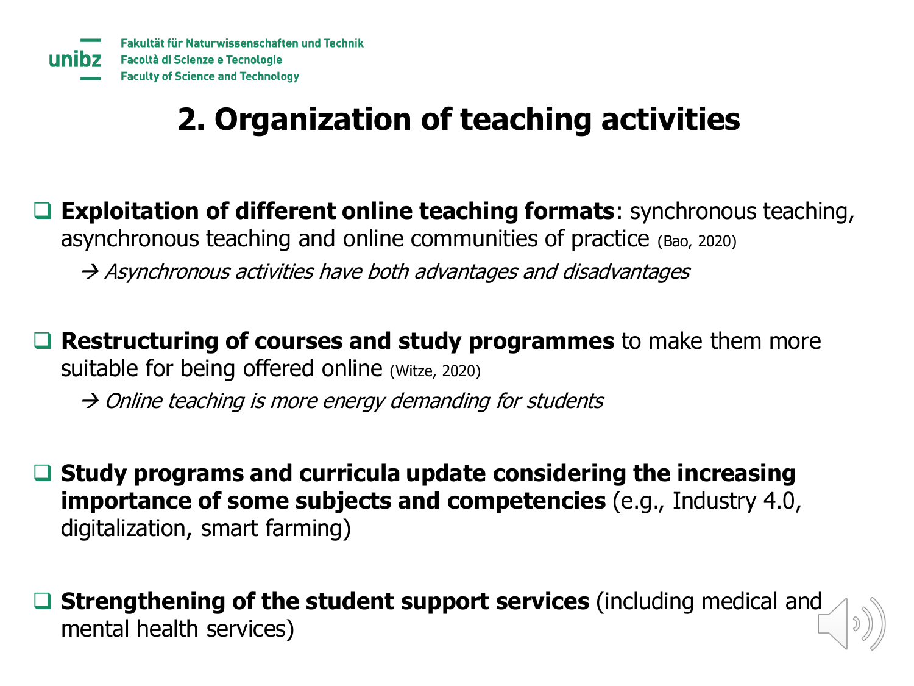## 2. Organization of teaching activities

- **Exploitation of different online teaching formats**: synchronous teaching, asynchronous teaching and online communities of practice (Bao, 2020)

  → *Asynchronous activities have both advantages and disadvantages*

- **Restructuring of courses and study programmes** to make them more suitable for being offered online (Witze, 2020)

  → *Online teaching is more energy demanding for students*

- **Study programs and curricula update considering the increasing importance of some subjects and competencies** (e.g., Industry 4.0, digitalization, smart farming)

- **Strengthening of the student support services** (including medical and mental health services)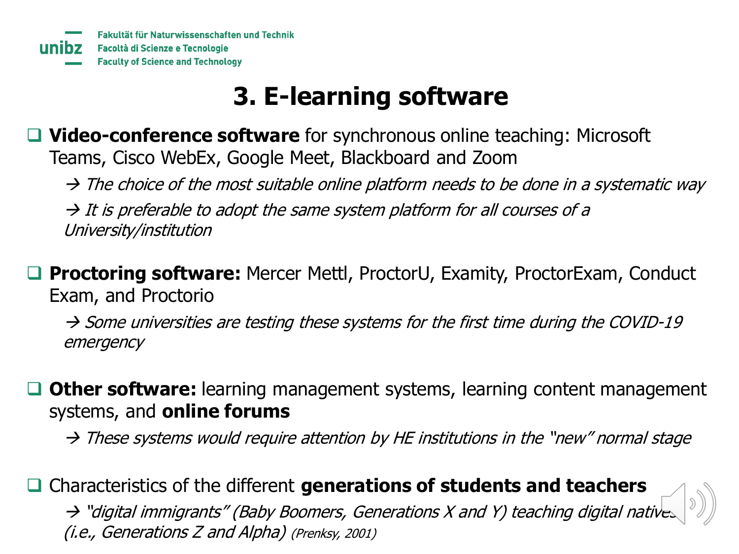# 3. E-learning software

- **Video-conference software** for synchronous online teaching: Microsoft Teams, Cisco WebEx, Google Meet, Blackboard and Zoom
  - → *The choice of the most suitable online platform needs to be done in a systematic way*
  - → *It is preferable to adopt the same system platform for all courses of a University/institution*

- **Proctoring software:** Mercer Mettl, ProctorU, Examity, ProctorExam, Conduct Exam, and Proctorio
  - → *Some universities are testing these systems for the first time during the COVID-19 emergency*

- **Other software:** learning management systems, learning content management systems, and **online forums**
  - → *These systems would require attention by HE institutions in the "new" normal stage*

- Characteristics of the different **generations of students and teachers**
  - → *"digital immigrants" (Baby Boomers, Generations X and Y) teaching digital natives (i.e., Generations Z and Alpha)* (Prenksy, 2001)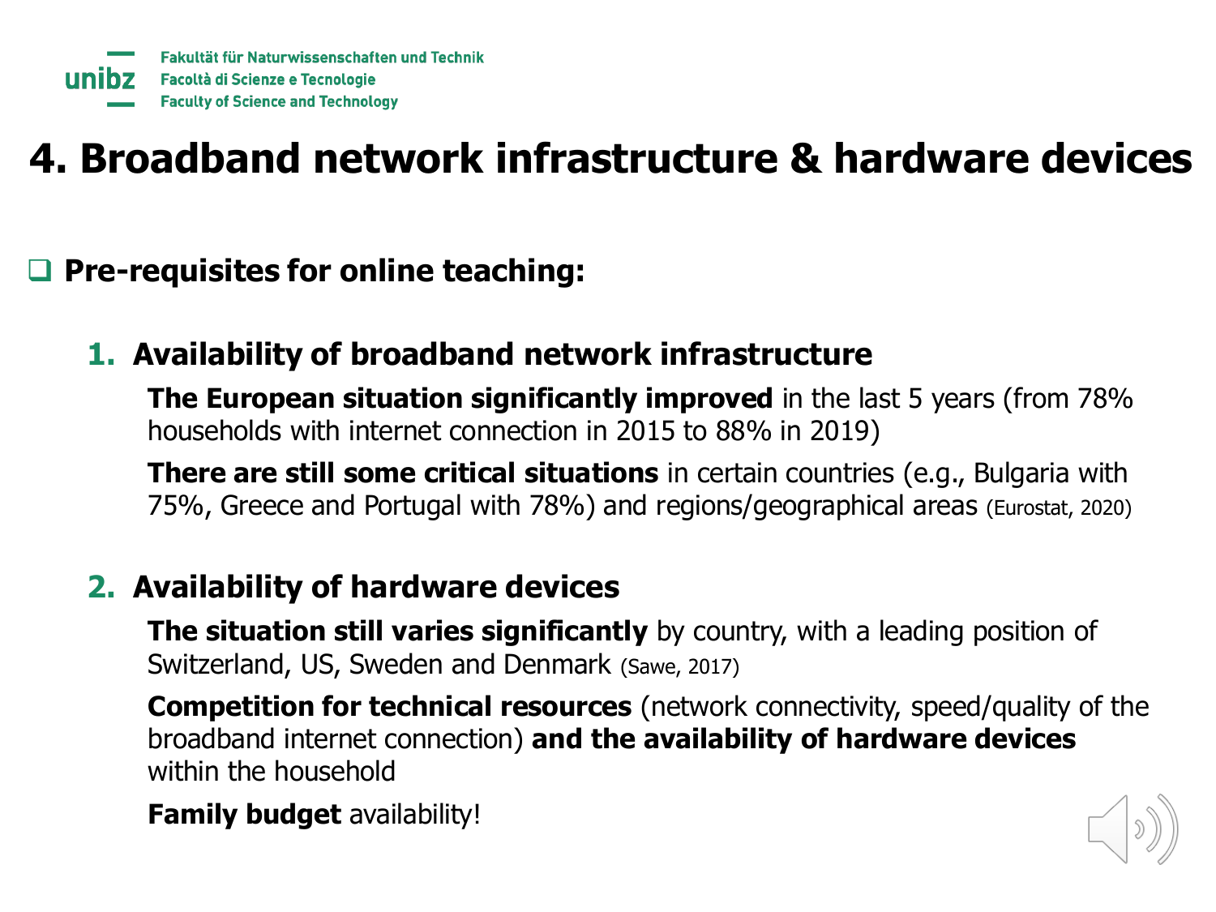# 4. Broadband network infrastructure & hardware devices

- **Pre-requisites for online teaching:**

  1. **Availability of broadband network infrastructure**

     **The European situation significantly improved** in the last 5 years (from 78% households with internet connection in 2015 to 88% in 2019)

     **There are still some critical situations** in certain countries (e.g., Bulgaria with 75%, Greece and Portugal with 78%) and regions/geographical areas (Eurostat, 2020)

  2. **Availability of hardware devices**

     **The situation still varies significantly** by country, with a leading position of Switzerland, US, Sweden and Denmark (Sawe, 2017)

     **Competition for technical resources** (network connectivity, speed/quality of the broadband internet connection) **and the availability of hardware devices** within the household

     **Family budget** availability!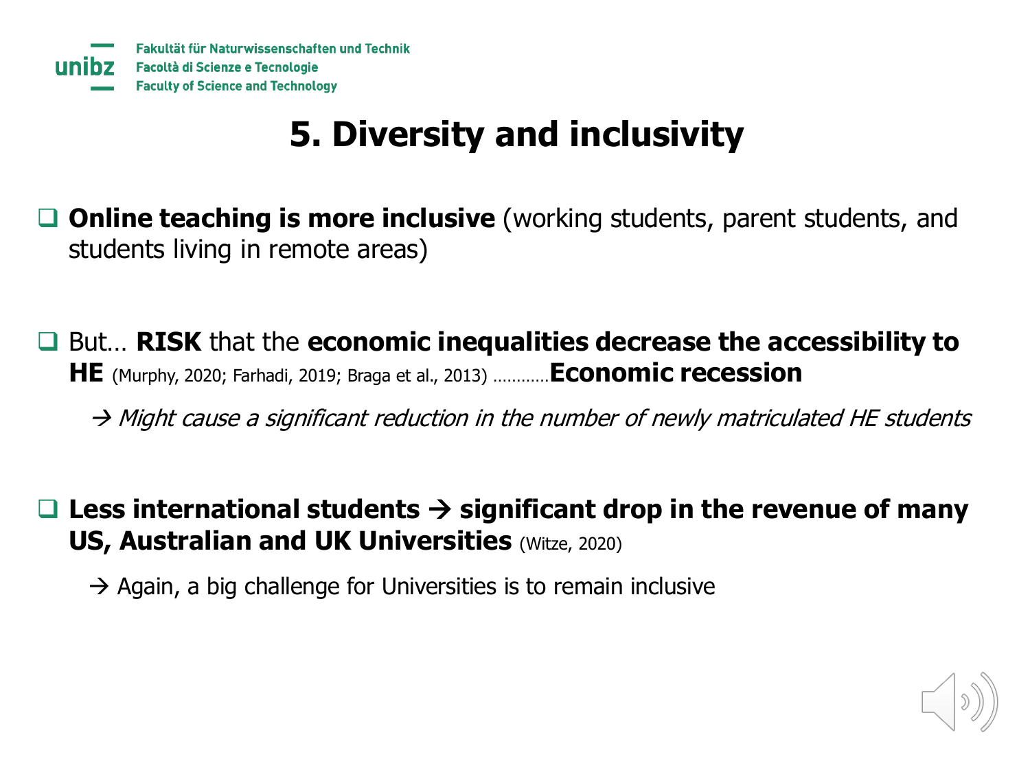# 5. Diversity and inclusivity

- **Online teaching is more inclusive** (working students, parent students, and students living in remote areas)

- But… **RISK** that the **economic inequalities decrease the accessibility to HE** (Murphy, 2020; Farhadi, 2019; Braga et al., 2013) …………**Economic recession**

  → *Might cause a significant reduction in the number of newly matriculated HE students*

- **Less international students → significant drop in the revenue of many US, Australian and UK Universities** (Witze, 2020)

  → Again, a big challenge for Universities is to remain inclusive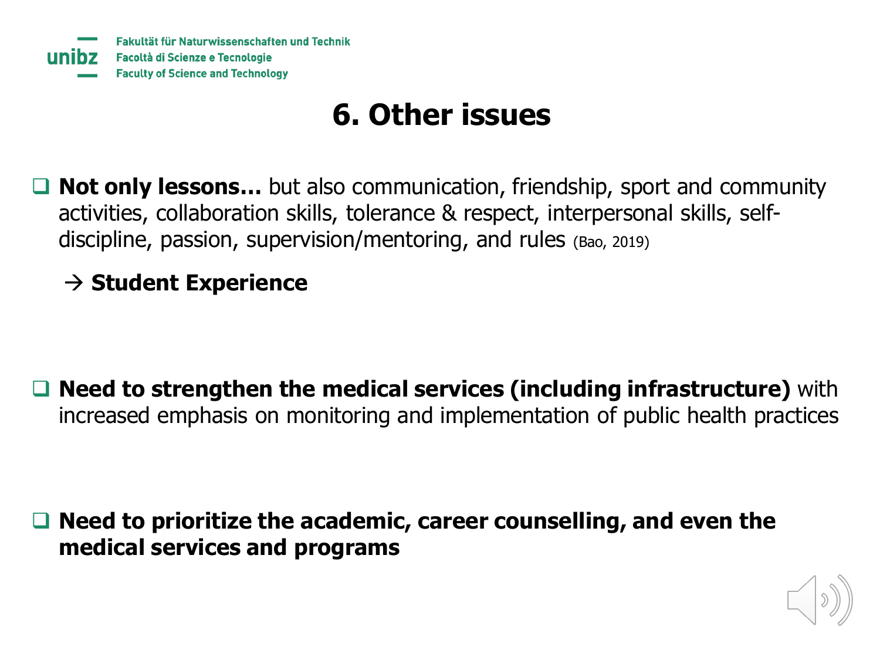# 6. Other issues

- **Not only lessons…** but also communication, friendship, sport and community activities, collaboration skills, tolerance & respect, interpersonal skills, self-discipline, passion, supervision/mentoring, and rules (Bao, 2019)

  → **Student Experience**

- **Need to strengthen the medical services (including infrastructure)** with increased emphasis on monitoring and implementation of public health practices

- **Need to prioritize the academic, career counselling, and even the medical services and programs**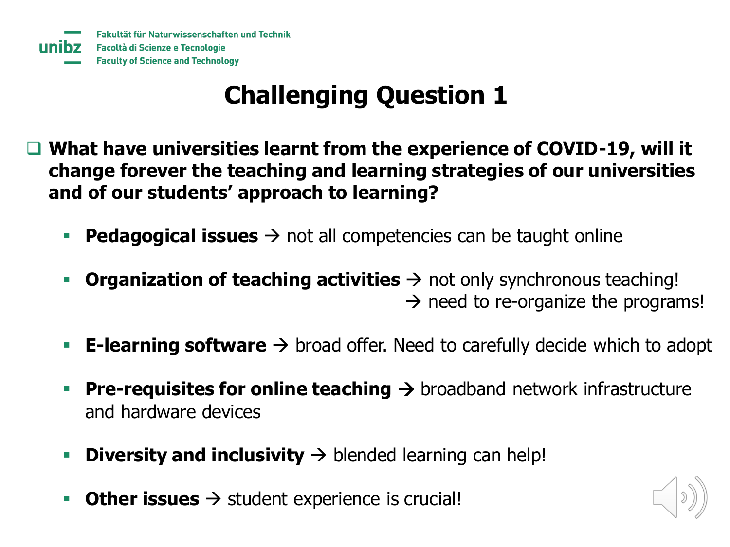# Challenging Question 1

- **What have universities learnt from the experience of COVID-19, will it change forever the teaching and learning strategies of our universities and of our students' approach to learning?**

  - **Pedagogical issues** → not all competencies can be taught online
  - **Organization of teaching activities** → not only synchronous teaching!
    → need to re-organize the programs!
  - **E-learning software** → broad offer. Need to carefully decide which to adopt
  - **Pre-requisites for online teaching** → broadband network infrastructure and hardware devices
  - **Diversity and inclusivity** → blended learning can help!
  - **Other issues** → student experience is crucial!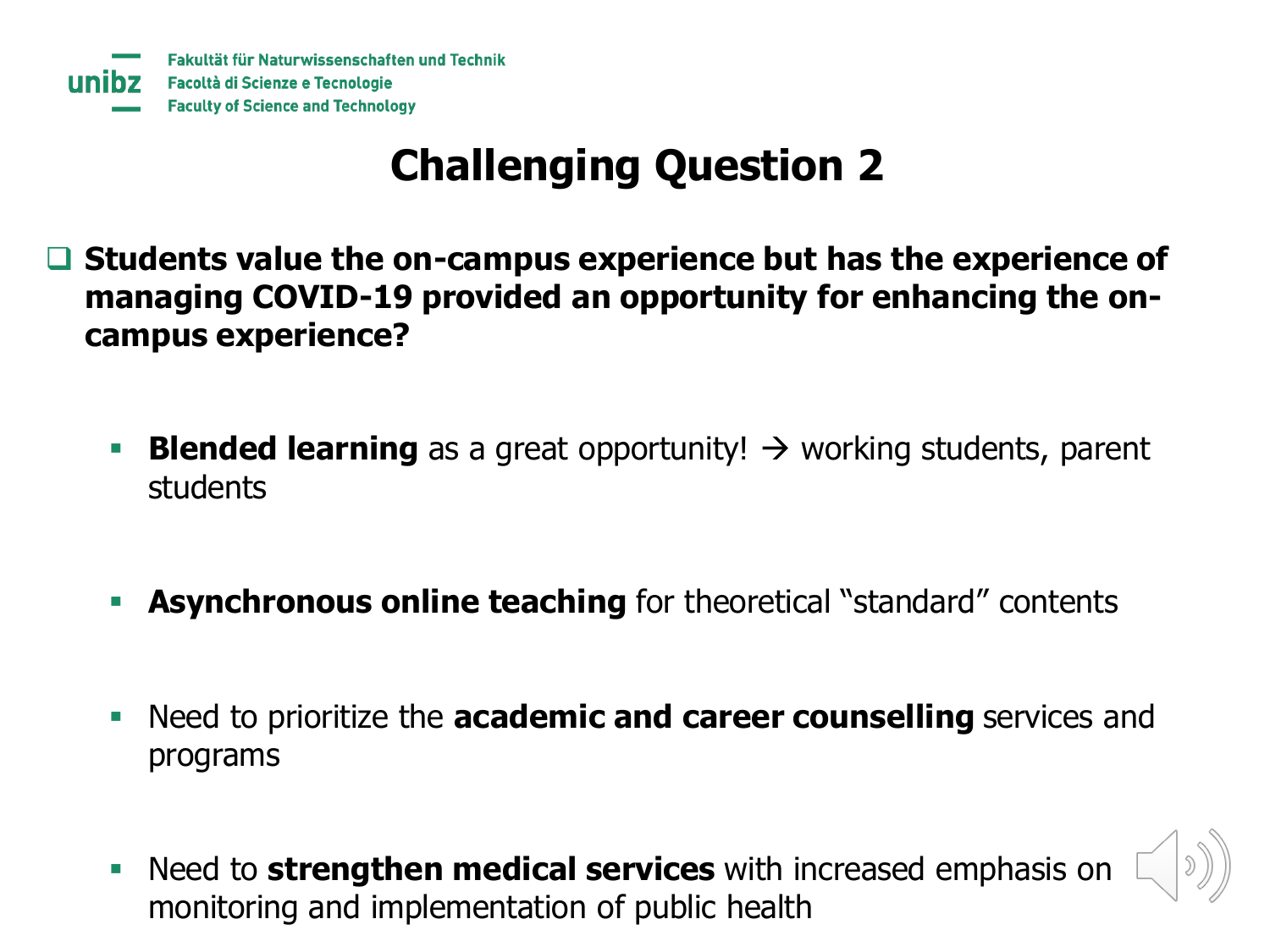# Challenging Question 2

- **Students value the on-campus experience but has the experience of managing COVID-19 provided an opportunity for enhancing the on-campus experience?**

  - **Blended learning** as a great opportunity! → working students, parent students

  - **Asynchronous online teaching** for theoretical "standard" contents

  - Need to prioritize the **academic and career counselling** services and programs

  - Need to **strengthen medical services** with increased emphasis on monitoring and implementation of public health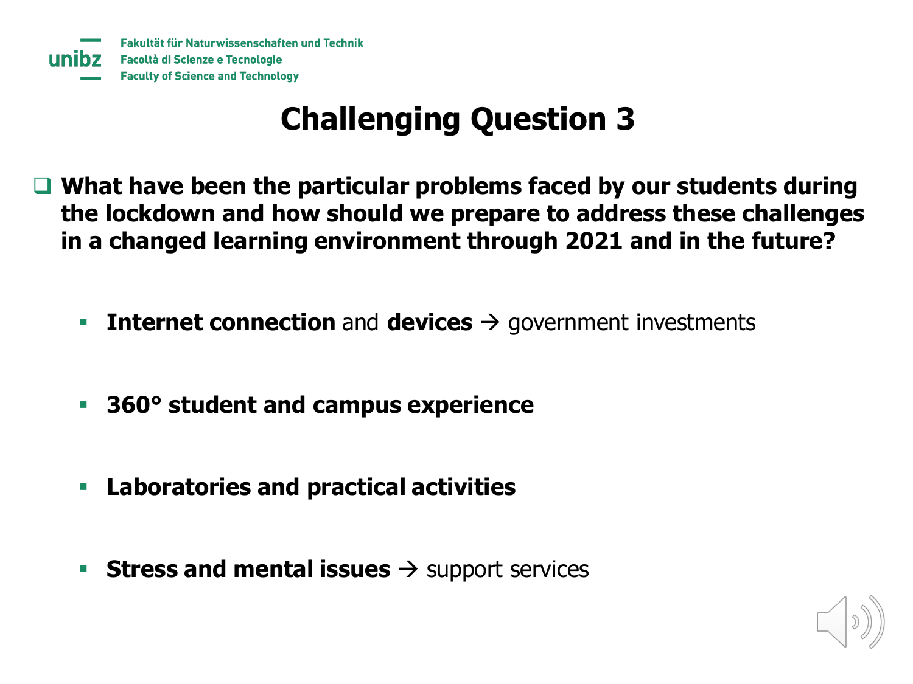# Challenging Question 3

- **What have been the particular problems faced by our students during the lockdown and how should we prepare to address these challenges in a changed learning environment through 2021 and in the future?**

  - **Internet connection** and **devices** → government investments
  - **360° student and campus experience**
  - **Laboratories and practical activities**
  - **Stress and mental issues** → support services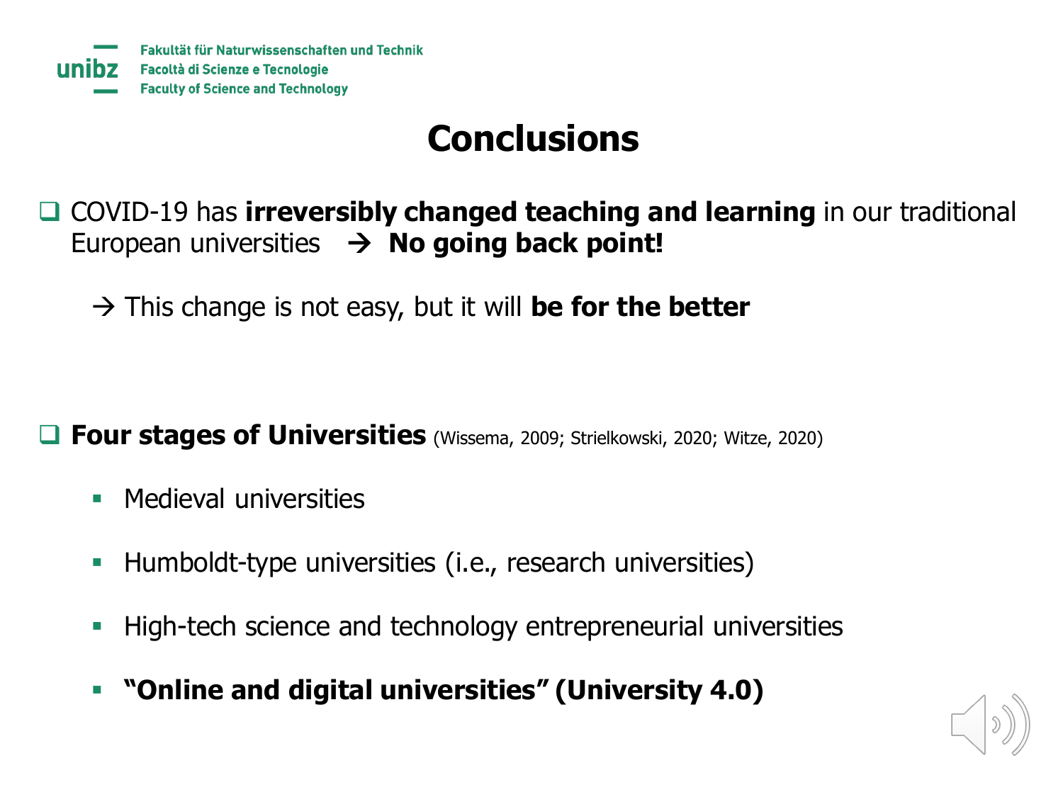# Conclusions

- COVID-19 has **irreversibly changed teaching and learning** in our traditional European universities → **No going back point!**

  → This change is not easy, but it will **be for the better**

- **Four stages of Universities** (Wissema, 2009; Strielkowski, 2020; Witze, 2020)
  - Medieval universities
  - Humboldt-type universities (i.e., research universities)
  - High-tech science and technology entrepreneurial universities
  - **"Online and digital universities" (University 4.0)**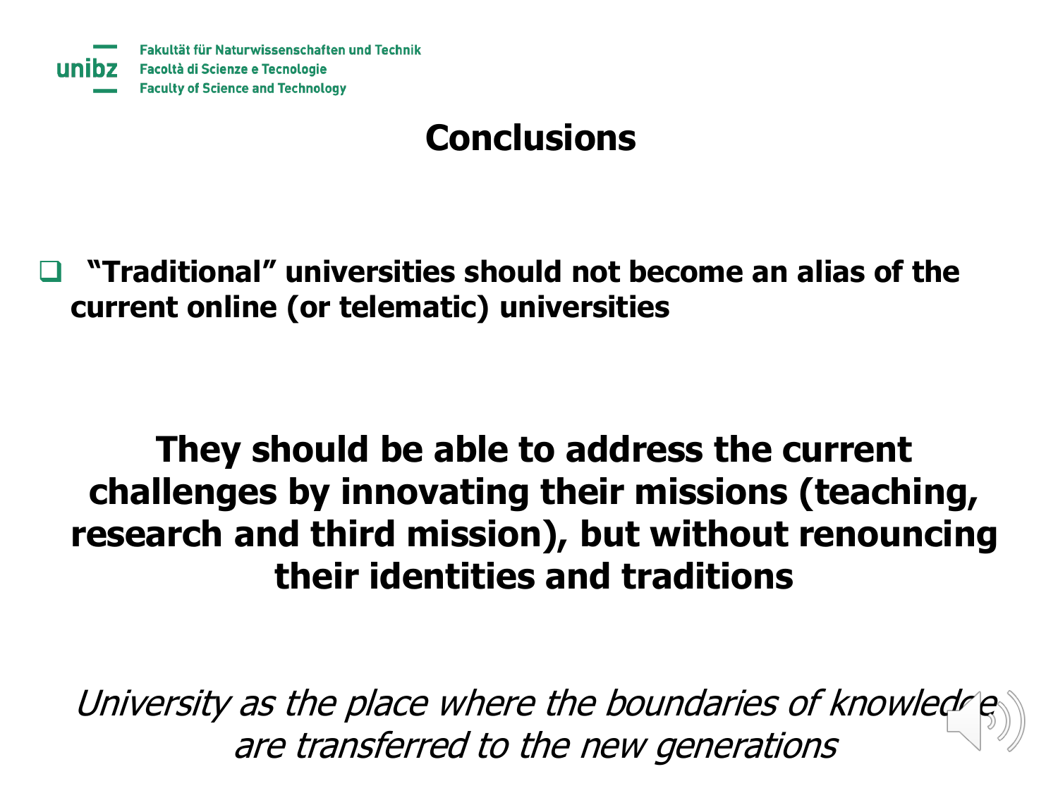# Conclusions

- **“Traditional” universities should not become an alias of the current online (or telematic) universities**

**They should be able to address the current challenges by innovating their missions (teaching, research and third mission), but without renouncing their identities and traditions**

*University as the place where the boundaries of knowledge are transferred to the new generations*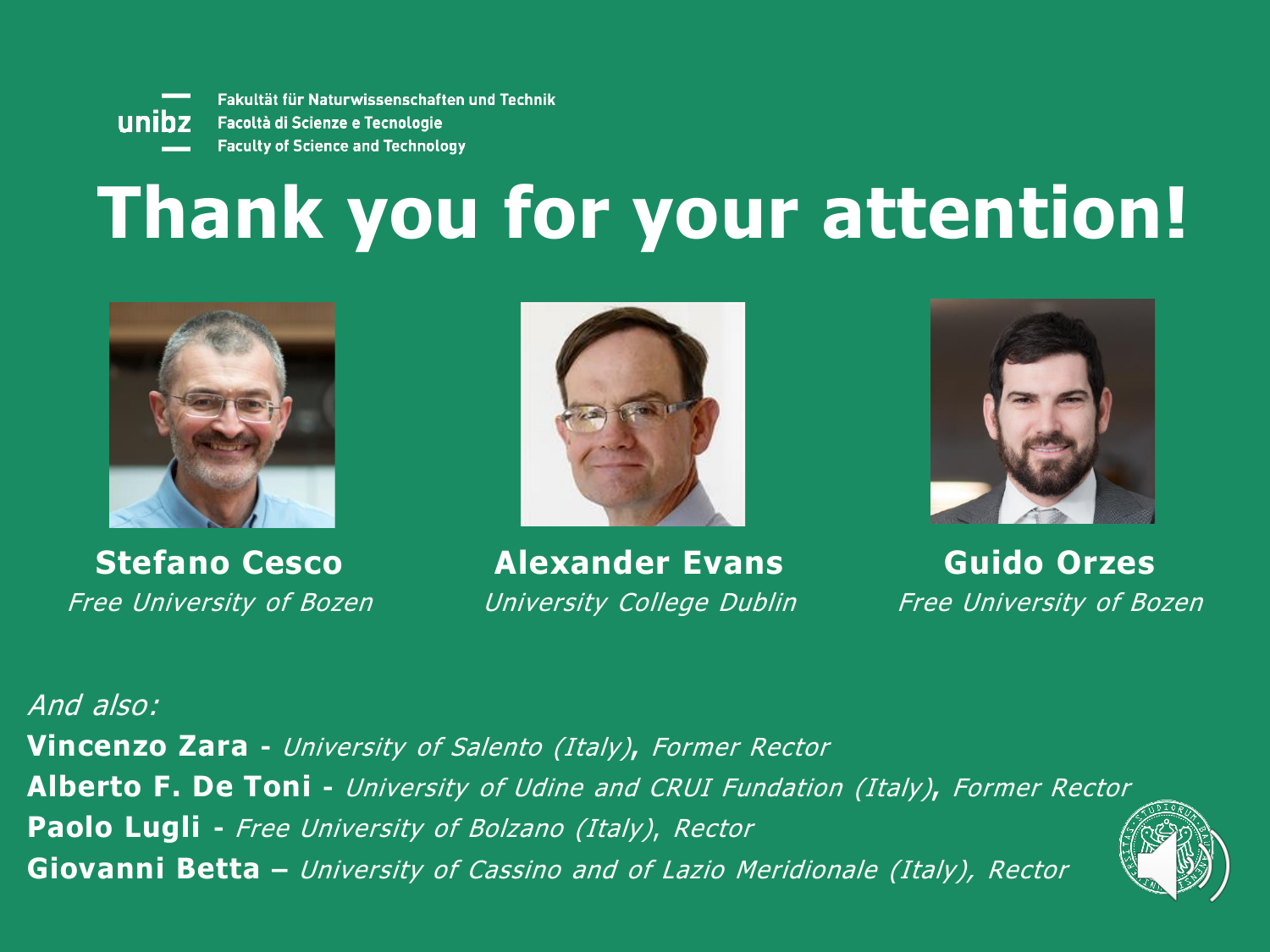unibz

Fakultät für Naturwissenschaften und Technik
Facoltà di Scienze e Tecnologie
Faculty of Science and Technology

# Thank you for your attention!

**Stefano Cesco**
*Free University of Bozen*

**Alexander Evans**
*University College Dublin*

**Guido Orzes**
*Free University of Bozen*

*And also:*

**Vincenzo Zara** - *University of Salento (Italy), Former Rector*
**Alberto F. De Toni** - *University of Udine and CRUI Fundation (Italy), Former Rector*
**Paolo Lugli** - *Free University of Bolzano (Italy), Rector*
**Giovanni Betta** – *University of Cassino and of Lazio Meridionale (Italy), Rector*